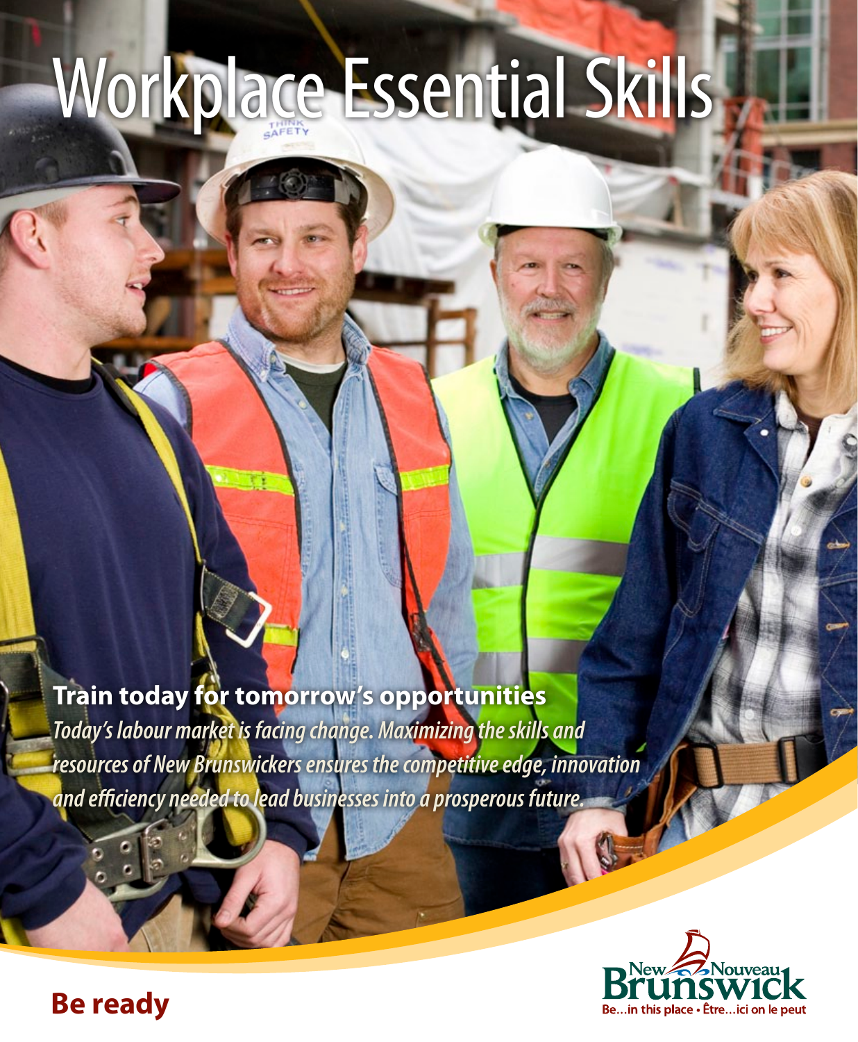# Workplace Essential Skills

**Train today for tomorrow's opportunities**

*Today's labour market is facing change. Maximizing the skills and resources of New Brunswickers ensures the competitive edge, innovation and efficiency needed to lead businesses into a prosperous future.*

**Be ready**

New Nouveau Brunswick

Be...in this place • Être...ici on le peut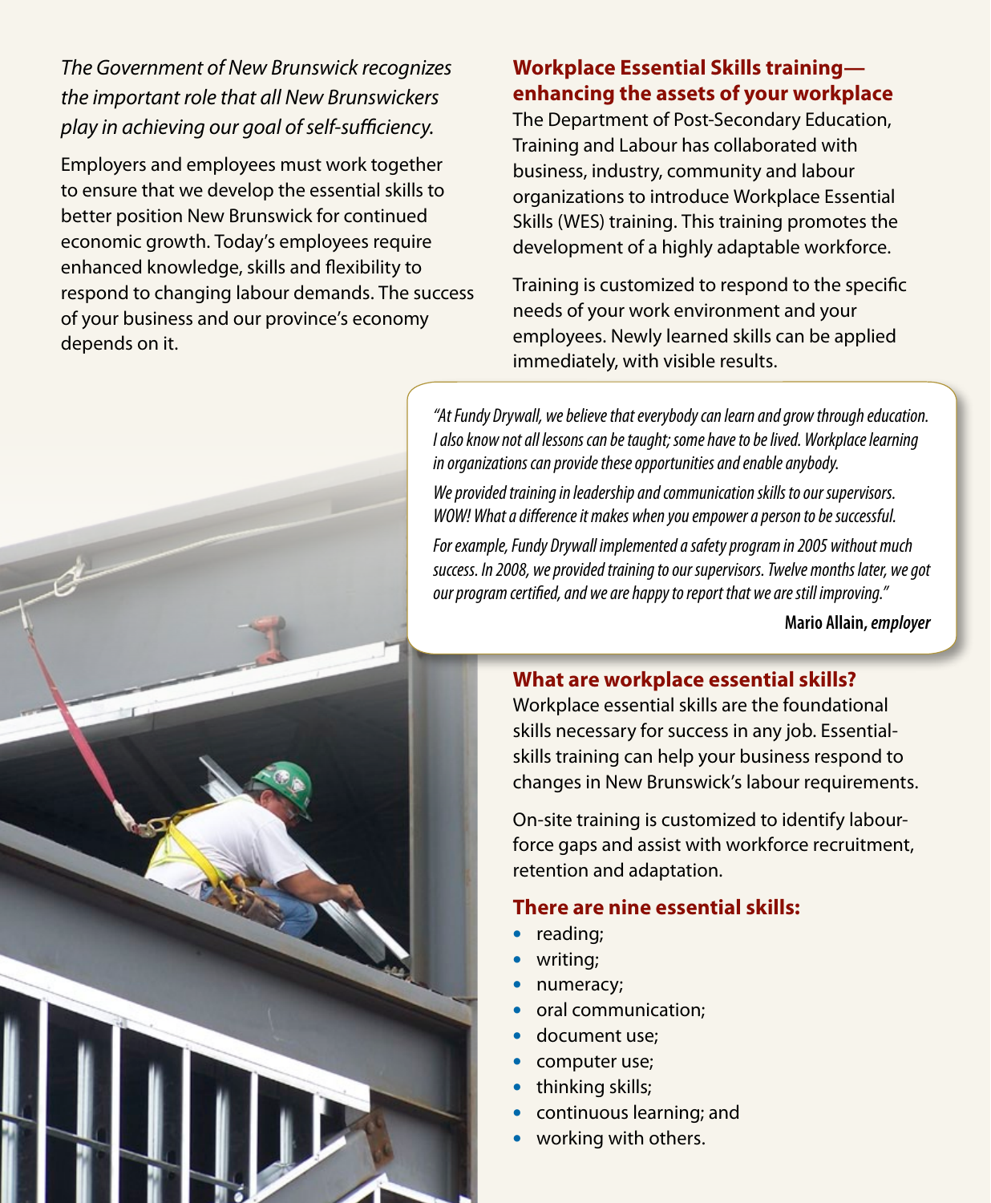*The Government of New Brunswick recognizes the important role that all New Brunswickers play in achieving our goal of self-sufficiency.*

Employers and employees must work together to ensure that we develop the essential skills to better position New Brunswick for continued economic growth. Today's employees require enhanced knowledge, skills and flexibility to respond to changing labour demands. The success of your business and our province's economy depends on it.

## Workplace Essential Skills training—enhancing the assets of your workplace

The Department of Post-Secondary Education, Training and Labour has collaborated with business, industry, community and labour organizations to introduce Workplace Essential Skills (WES) training. This training promotes the development of a highly adaptable workforce.

Training is customized to respond to the specific needs of your work environment and your employees. Newly learned skills can be applied immediately, with visible results.

> *"At Fundy Drywall, we believe that everybody can learn and grow through education. I also know not all lessons can be taught; some have to be lived. Workplace learning in organizations can provide these opportunities and enable anybody.*
>
> *We provided training in leadership and communication skills to our supervisors. WOW! What a difference it makes when you empower a person to be successful.*
>
> *For example, Fundy Drywall implemented a safety program in 2005 without much success. In 2008, we provided training to our supervisors. Twelve months later, we got our program certified, and we are happy to report that we are still improving."*
>
> **Mario Allain, *employer***

## What are workplace essential skills?

Workplace essential skills are the foundational skills necessary for success in any job. Essential-skills training can help your business respond to changes in New Brunswick's labour requirements.

On-site training is customized to identify labour-force gaps and assist with workforce recruitment, retention and adaptation.

## There are nine essential skills:

- reading;
- writing;
- numeracy;
- oral communication;
- document use;
- computer use;
- thinking skills;
- continuous learning; and
- working with others.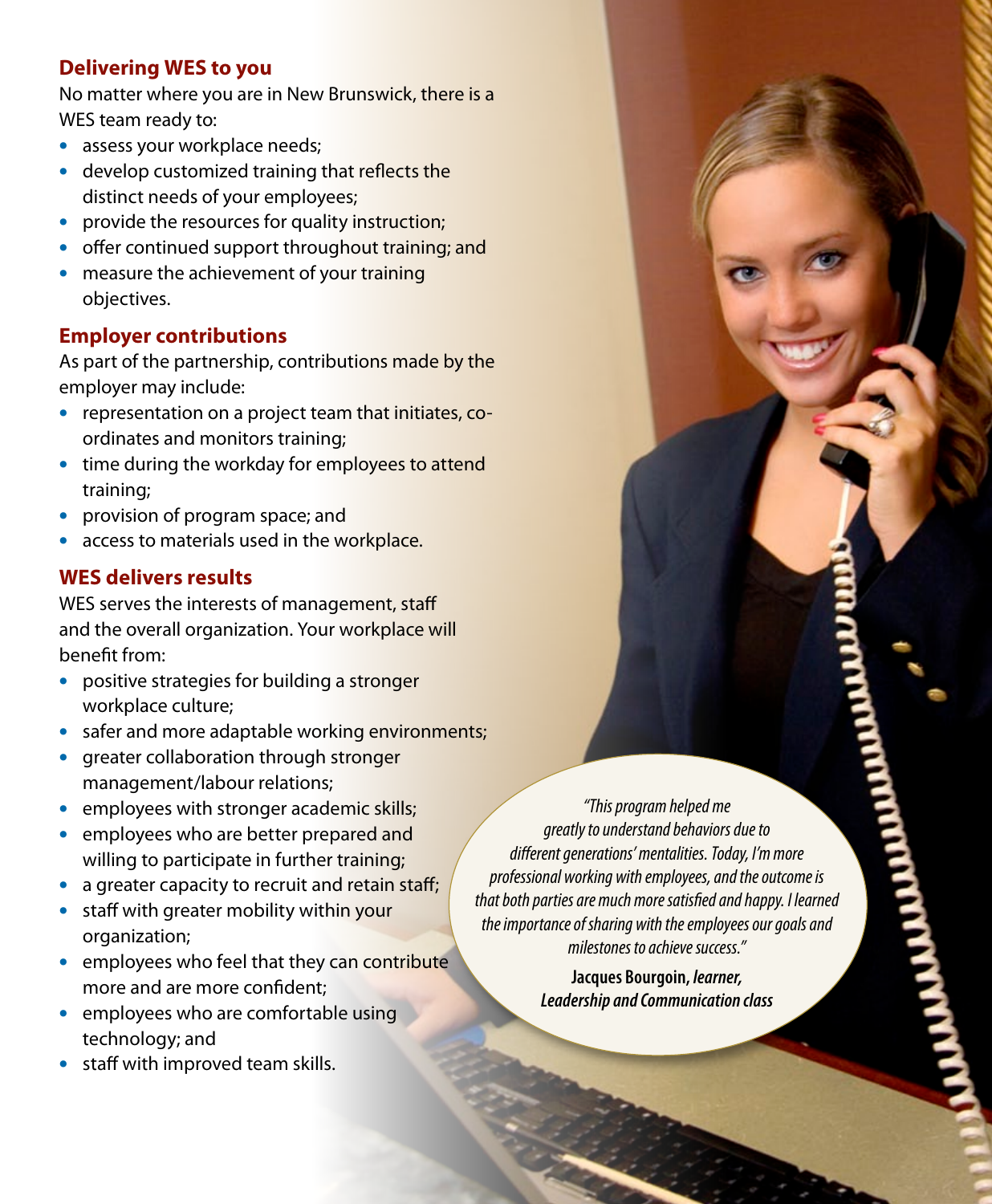## Delivering WES to you

No matter where you are in New Brunswick, there is a WES team ready to:

- assess your workplace needs;
- develop customized training that reflects the distinct needs of your employees;
- provide the resources for quality instruction;
- offer continued support throughout training; and
- measure the achievement of your training objectives.

## Employer contributions

As part of the partnership, contributions made by the employer may include:

- representation on a project team that initiates, co-ordinates and monitors training;
- time during the workday for employees to attend training;
- provision of program space; and
- access to materials used in the workplace.

## WES delivers results

WES serves the interests of management, staff and the overall organization. Your workplace will benefit from:

- positive strategies for building a stronger workplace culture;
- safer and more adaptable working environments;
- greater collaboration through stronger management/labour relations;
- employees with stronger academic skills;
- employees who are better prepared and willing to participate in further training;
- a greater capacity to recruit and retain staff;
- staff with greater mobility within your organization;
- employees who feel that they can contribute more and are more confident;
- employees who are comfortable using technology; and
- staff with improved team skills.

*"This program helped me greatly to understand behaviors due to different generations' mentalities. Today, I'm more professional working with employees, and the outcome is that both parties are much more satisfied and happy. I learned the importance of sharing with the employees our goals and milestones to achieve success."*

**Jacques Bourgoin, *learner, Leadership and Communication class***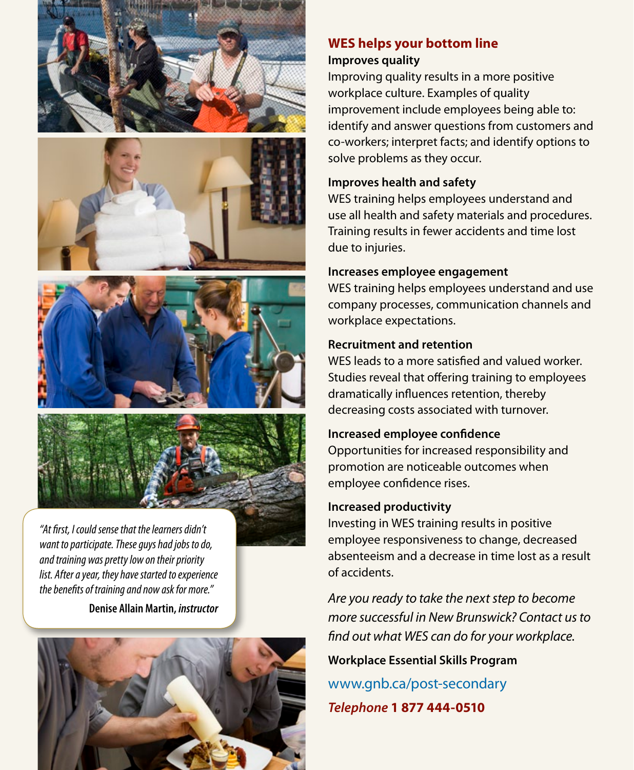> *"At first, I could sense that the learners didn't want to participate. These guys had jobs to do, and training was pretty low on their priority list. After a year, they have started to experience the benefits of training and now ask for more."*
>
> **Denise Allain Martin, *instructor***

## WES helps your bottom line

**Improves quality**

Improving quality results in a more positive workplace culture. Examples of quality improvement include employees being able to: identify and answer questions from customers and co-workers; interpret facts; and identify options to solve problems as they occur.

**Improves health and safety**

WES training helps employees understand and use all health and safety materials and procedures. Training results in fewer accidents and time lost due to injuries.

**Increases employee engagement**

WES training helps employees understand and use company processes, communication channels and workplace expectations.

**Recruitment and retention**

WES leads to a more satisfied and valued worker. Studies reveal that offering training to employees dramatically influences retention, thereby decreasing costs associated with turnover.

**Increased employee confidence**

Opportunities for increased responsibility and promotion are noticeable outcomes when employee confidence rises.

**Increased productivity**

Investing in WES training results in positive employee responsiveness to change, decreased absenteeism and a decrease in time lost as a result of accidents.

*Are you ready to take the next step to become more successful in New Brunswick? Contact us to find out what WES can do for your workplace.*

**Workplace Essential Skills Program**

www.gnb.ca/post-secondary

***Telephone*** **1 877 444-0510**